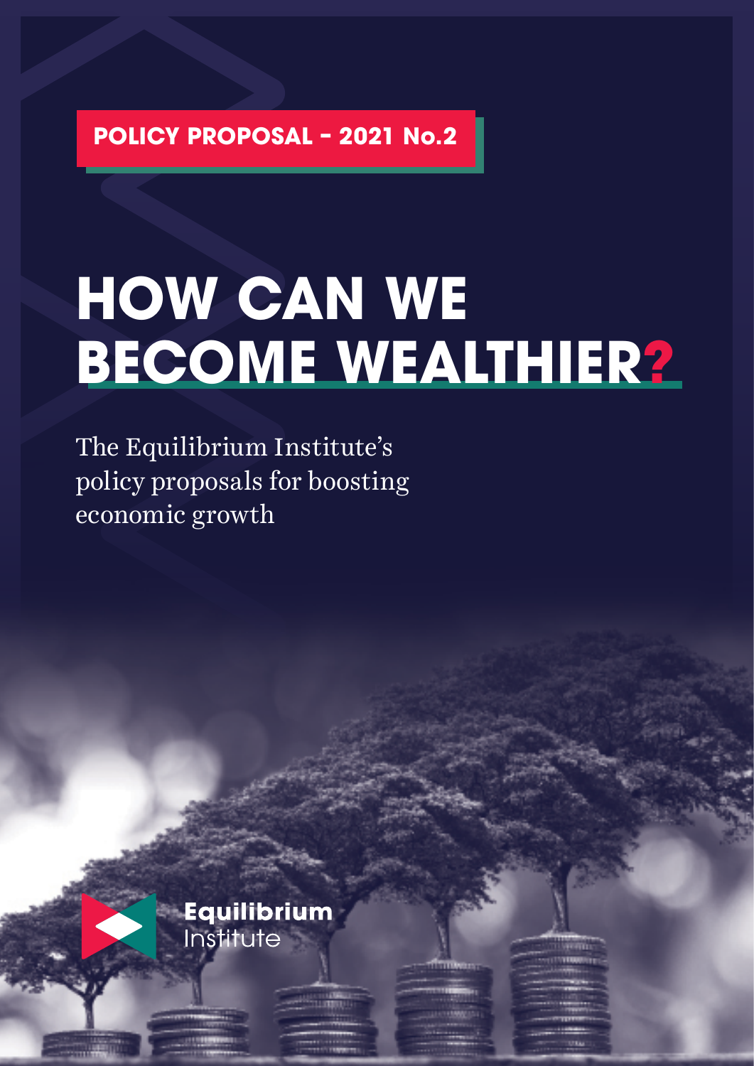POLICY PROPOSAL – 2021 No.2

# HOW CAN WE BECOME WEALTHIER?

The Equilibrium Institute's policy proposals for boosting economic growth

**Equilibrium** Institute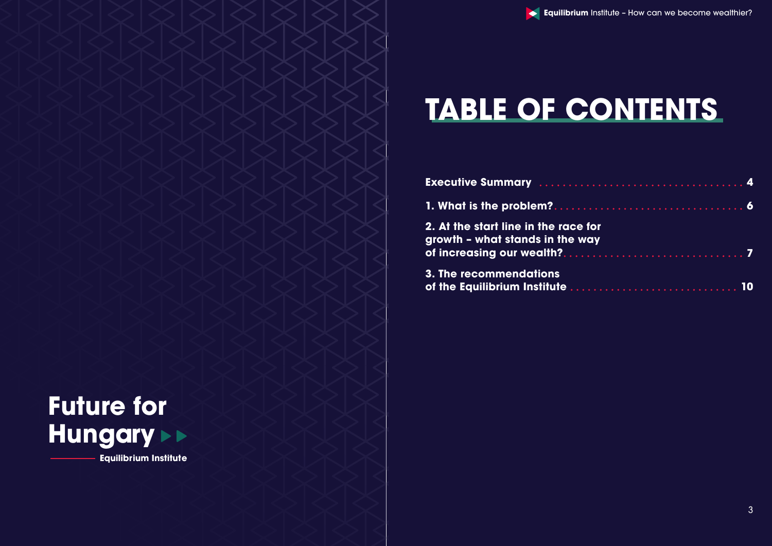Future for Hungary

Equilibrium Institute

# TABLE OF CONTENTS

| | |
|---|---|
| **Executive Summary** | **4** |
| **1. What is the problem?** | **6** |
| **2. At the start line in the race for growth – what stands in the way of increasing our wealth?** | **7** |
| **3. The recommendations of the Equilibrium Institute** | **10** |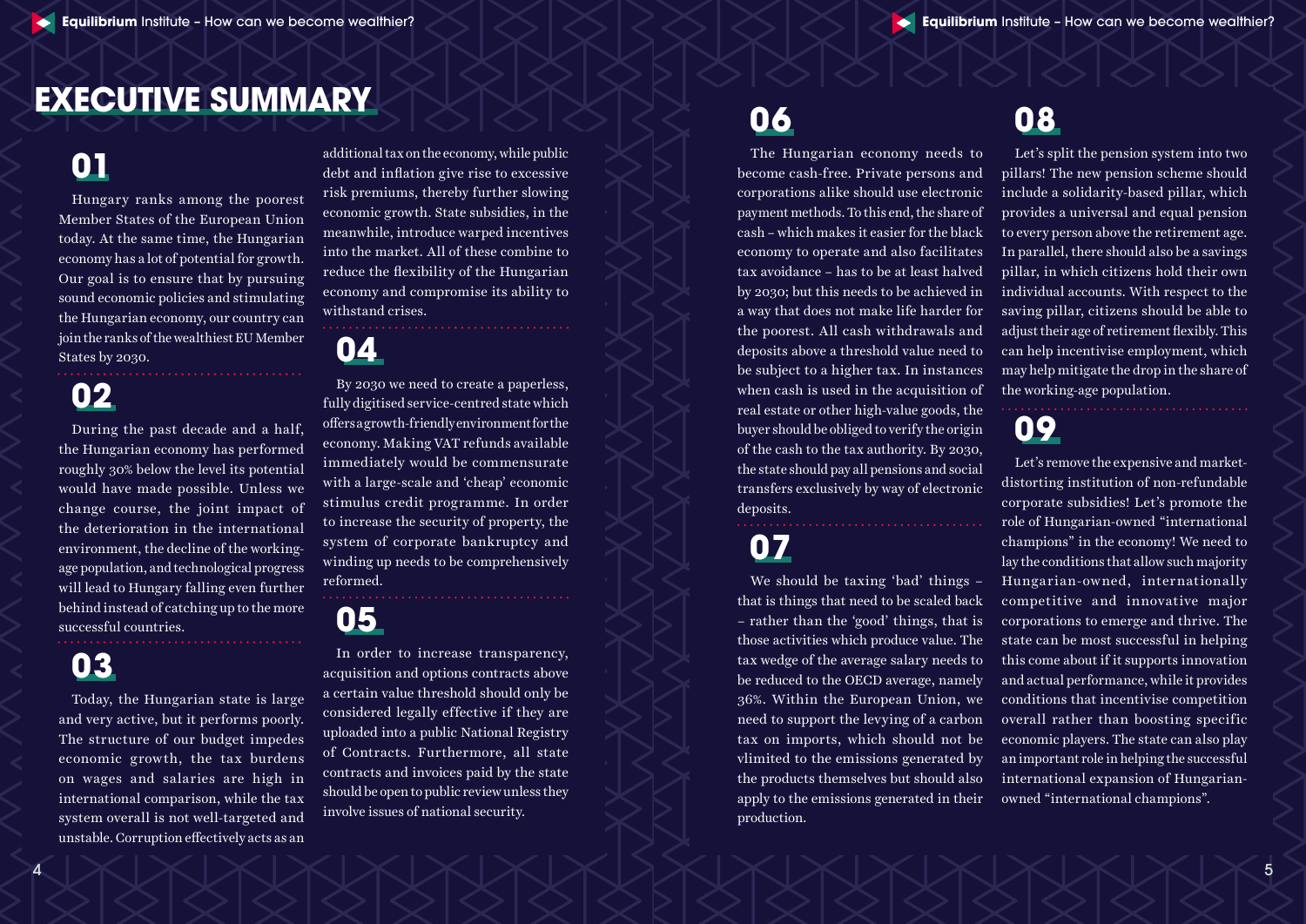# EXECUTIVE SUMMARY

## 01

Hungary ranks among the poorest Member States of the European Union today. At the same time, the Hungarian economy has a lot of potential for growth. Our goal is to ensure that by pursuing sound economic policies and stimulating the Hungarian economy, our country can join the ranks of the wealthiest EU Member States by 2030.

## 02

During the past decade and a half, the Hungarian economy has performed roughly 30% below the level its potential would have made possible. Unless we change course, the joint impact of the deterioration in the international environment, the decline of the working-age population, and technological progress will lead to Hungary falling even further behind instead of catching up to the more successful countries.

## 03

Today, the Hungarian state is large and very active, but it performs poorly. The structure of our budget impedes economic growth, the tax burdens on wages and salaries are high in international comparison, while the tax system overall is not well-targeted and unstable. Corruption effectively acts as an additional tax on the economy, while public debt and inflation give rise to excessive risk premiums, thereby further slowing economic growth. State subsidies, in the meanwhile, introduce warped incentives into the market. All of these combine to reduce the flexibility of the Hungarian economy and compromise its ability to withstand crises.

## 04

By 2030 we need to create a paperless, fully digitised service-centred state which offers a growth-friendly environment for the economy. Making VAT refunds available immediately would be commensurate with a large-scale and 'cheap' economic stimulus credit programme. In order to increase the security of property, the system of corporate bankruptcy and winding up needs to be comprehensively reformed.

## 05

In order to increase transparency, acquisition and options contracts above a certain value threshold should only be considered legally effective if they are uploaded into a public National Registry of Contracts. Furthermore, all state contracts and invoices paid by the state should be open to public review unless they involve issues of national security.

## 06

The Hungarian economy needs to become cash-free. Private persons and corporations alike should use electronic payment methods. To this end, the share of cash – which makes it easier for the black economy to operate and also facilitates tax avoidance – has to be at least halved by 2030; but this needs to be achieved in a way that does not make life harder for the poorest. All cash withdrawals and deposits above a threshold value need to be subject to a higher tax. In instances when cash is used in the acquisition of real estate or other high-value goods, the buyer should be obliged to verify the origin of the cash to the tax authority. By 2030, the state should pay all pensions and social transfers exclusively by way of electronic deposits.

## 07

We should be taxing 'bad' things – that is things that need to be scaled back – rather than the 'good' things, that is those activities which produce value. The tax wedge of the average salary needs to be reduced to the OECD average, namely 36%. Within the European Union, we need to support the levying of a carbon tax on imports, which should not be vlimited to the emissions generated by the products themselves but should also apply to the emissions generated in their production.

## 08

Let's split the pension system into two pillars! The new pension scheme should include a solidarity-based pillar, which provides a universal and equal pension to every person above the retirement age. In parallel, there should also be a savings pillar, in which citizens hold their own individual accounts. With respect to the saving pillar, citizens should be able to adjust their age of retirement flexibly. This can help incentivise employment, which may help mitigate the drop in the share of the working-age population.

## 09

Let's remove the expensive and market-distorting institution of non-refundable corporate subsidies! Let's promote the role of Hungarian-owned "international champions" in the economy! We need to lay the conditions that allow such majority Hungarian-owned, internationally competitive and innovative major corporations to emerge and thrive. The state can be most successful in helping this come about if it supports innovation and actual performance, while it provides conditions that incentivise competition overall rather than boosting specific economic players. The state can also play an important role in helping the successful international expansion of Hungarian-owned "international champions".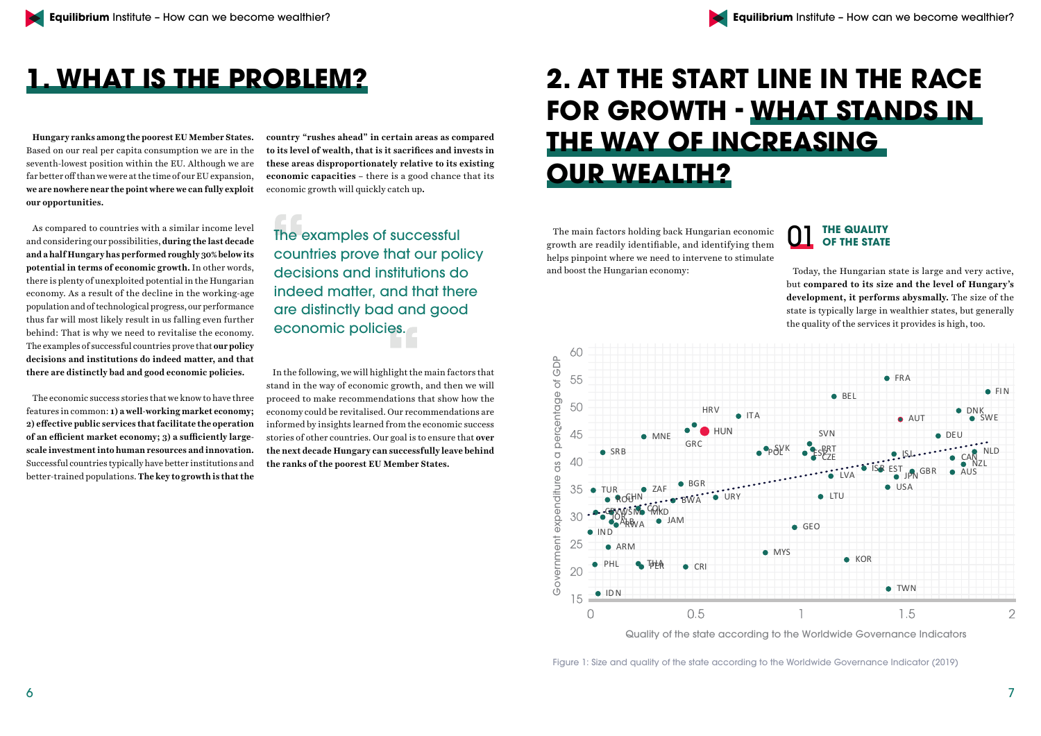# 1. WHAT IS THE PROBLEM?

**Hungary ranks among the poorest EU Member States.** Based on our real per capita consumption we are in the seventh-lowest position within the EU. Although we are far better off than we were at the time of our EU expansion, **we are nowhere near the point where we can fully exploit our opportunities.**

As compared to countries with a similar income level and considering our possibilities, **during the last decade and a half Hungary has performed roughly 30% below its potential in terms of economic growth.** In other words, there is plenty of unexploited potential in the Hungarian economy. As a result of the decline in the working-age population and of technological progress, our performance thus far will most likely result in us falling even further behind: That is why we need to revitalise the economy. The examples of successful countries prove that **our policy decisions and institutions do indeed matter, and that there are distinctly bad and good economic policies.**

The economic success stories that we know to have three features in common: **1) a well-working market economy; 2) effective public services that facilitate the operation of an efficient market economy; 3) a sufficiently large-scale investment into human resources and innovation.** Successful countries typically have better institutions and better-trained populations. **The key to growth is that the country "rushes ahead" in certain areas as compared to its level of wealth, that is it sacrifices and invests in these areas disproportionately relative to its existing economic capacities** – there is a good chance that its economic growth will quickly catch up.

> The examples of successful countries prove that our policy decisions and institutions do indeed matter, and that there are distinctly bad and good economic policies.

In the following, we will highlight the main factors that stand in the way of economic growth, and then we will proceed to make recommendations that show how the economy could be revitalised. Our recommendations are informed by insights learned from the economic success stories of other countries. Our goal is to ensure that **over the next decade Hungary can successfully leave behind the ranks of the poorest EU Member States.**

# 2. AT THE START LINE IN THE RACE FOR GROWTH - WHAT STANDS IN THE WAY OF INCREASING OUR WEALTH?

The main factors holding back Hungarian economic growth are readily identifiable, and identifying them helps pinpoint where we need to intervene to stimulate and boost the Hungarian economy:

## 01 THE QUALITY OF THE STATE

Today, the Hungarian state is large and very active, but **compared to its size and the level of Hungary's development, it performs abysmally.** The size of the state is typically large in wealthier states, but generally the quality of the services it provides is high, too.

Figure 1: Size and quality of the state according to the Worldwide Governance Indicator (2019)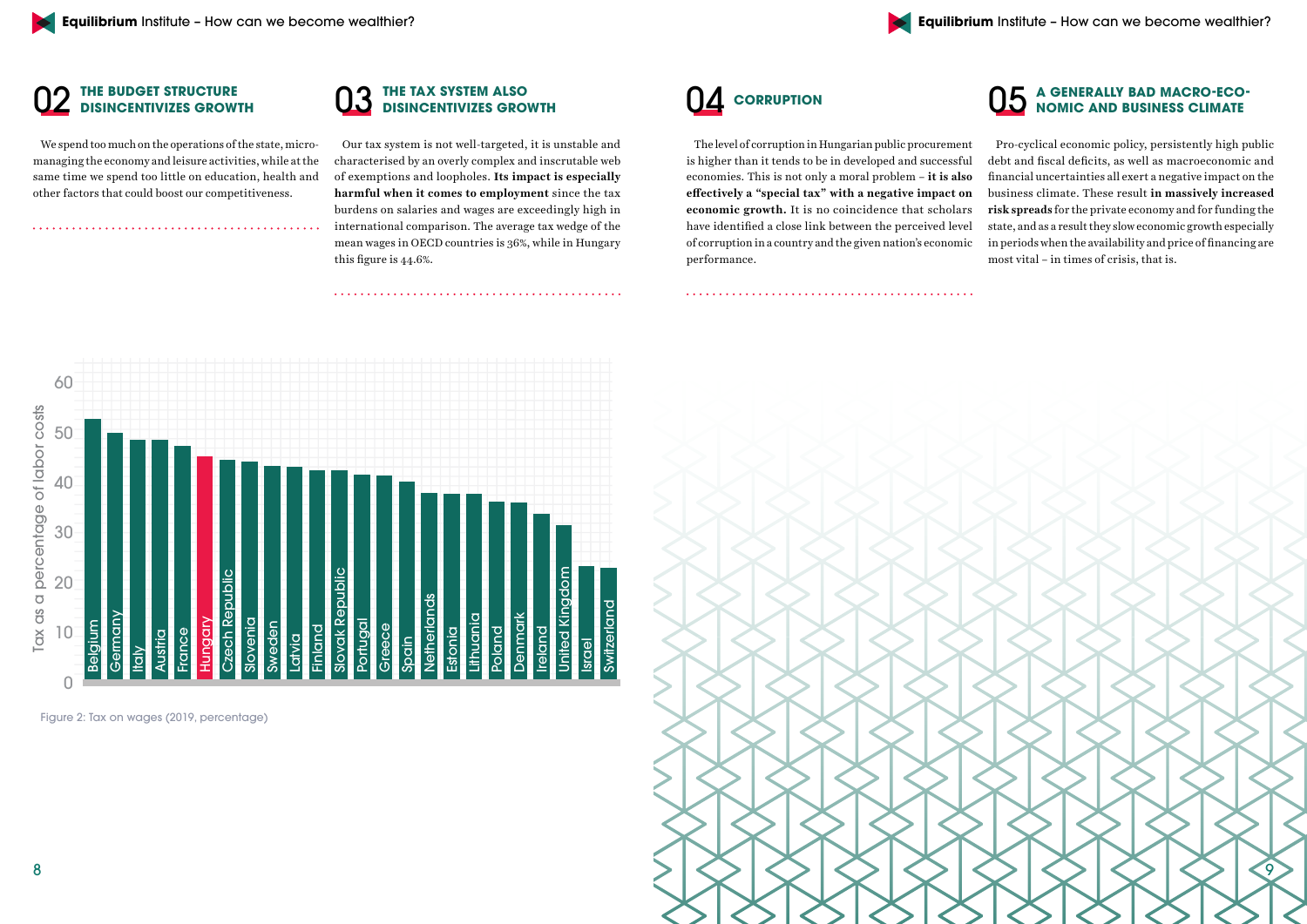## 02 THE BUDGET STRUCTURE DISINCENTIVIZES GROWTH

We spend too much on the operations of the state, micro-managing the economy and leisure activities, while at the same time we spend too little on education, health and other factors that could boost our competitiveness.

## 03 THE TAX SYSTEM ALSO DISINCENTIVIZES GROWTH

Our tax system is not well-targeted, it is unstable and characterised by an overly complex and inscrutable web of exemptions and loopholes. **Its impact is especially harmful when it comes to employment** since the tax burdens on salaries and wages are exceedingly high in international comparison. The average tax wedge of the mean wages in OECD countries is 36%, while in Hungary this figure is 44.6%.

Figure 2: Tax on wages (2019, percentage)

## 04 CORRUPTION

The level of corruption in Hungarian public procurement is higher than it tends to be in developed and successful economies. This is not only a moral problem – **it is also effectively a "special tax" with a negative impact on economic growth.** It is no coincidence that scholars have identified a close link between the perceived level of corruption in a country and the given nation's economic performance.

## 05 A GENERALLY BAD MACRO-ECONOMIC AND BUSINESS CLIMATE

Pro-cyclical economic policy, persistently high public debt and fiscal deficits, as well as macroeconomic and financial uncertainties all exert a negative impact on the business climate. These result **in massively increased risk spreads** for the private economy and for funding the state, and as a result they slow economic growth especially in periods when the availability and price of financing are most vital – in times of crisis, that is.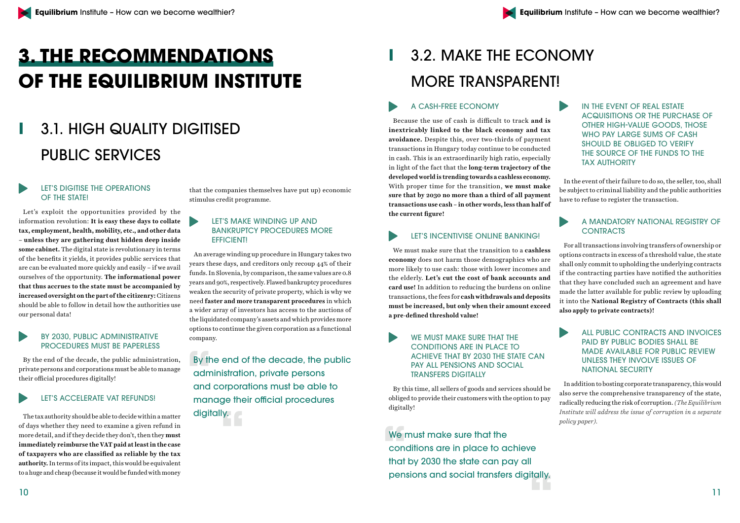# 3. THE RECOMMENDATIONS OF THE EQUILIBRIUM INSTITUTE

## 3.1. HIGH QUALITY DIGITISED PUBLIC SERVICES

### LET'S DIGITISE THE OPERATIONS OF THE STATE!

Let's exploit the opportunities provided by the information revolution: **It is easy these days to collate tax, employment, health, mobility, etc., and other data – unless they are gathering dust hidden deep inside some cabinet.** The digital state is revolutionary in terms of the benefits it yields, it provides public services that are can be evaluated more quickly and easily – if we avail ourselves of the opportunity. **The informational power that thus accrues to the state must be accompanied by increased oversight on the part of the citizenry:** Citizens should be able to follow in detail how the authorities use our personal data!

### BY 2030, PUBLIC ADMINISTRATIVE PROCEDURES MUST BE PAPERLESS

By the end of the decade, the public administration, private persons and corporations must be able to manage their official procedures digitally!

### LET'S ACCELERATE VAT REFUNDS!

The tax authority should be able to decide within a matter of days whether they need to examine a given refund in more detail, and if they decide they don't, then they **must immediately reimburse the VAT paid at least in the case of taxpayers who are classified as reliable by the tax authority.** In terms of its impact, this would be equivalent to a huge and cheap (because it would be funded with money that the companies themselves have put up) economic stimulus credit programme.

### LET'S MAKE WINDING UP AND BANKRUPTCY PROCEDURES MORE EFFICIENT!

An average winding up procedure in Hungary takes two years these days, and creditors only recoup 44% of their funds. In Slovenia, by comparison, the same values are 0.8 years and 90%, respectively. Flawed bankruptcy procedures weaken the security of private property, which is why we need **faster and more transparent procedures** in which a wider array of investors has access to the auctions of the liquidated company's assets and which provides more options to continue the given corporation as a functional company.

> By the end of the decade, the public administration, private persons and corporations must be able to manage their official procedures digitally.

## 3.2. MAKE THE ECONOMY MORE TRANSPARENT!

### A CASH-FREE ECONOMY

Because the use of cash is difficult to track **and is inextricably linked to the black economy and tax avoidance.** Despite this, over two-thirds of payment transactions in Hungary today continue to be conducted in cash. This is an extraordinarily high ratio, especially in light of the fact that the **long-term trajectory of the developed world is trending towards a cashless economy.** With proper time for the transition, **we must make sure that by 2030 no more than a third of all payment transactions use cash – in other words, less than half of the current figure!**

### LET'S INCENTIVISE ONLINE BANKING!

We must make sure that the transition to a **cashless economy** does not harm those demographics who are more likely to use cash: those with lower incomes and the elderly. **Let's cut the cost of bank accounts and card use!** In addition to reducing the burdens on online transactions, the fees for **cash withdrawals and deposits must be increased, but only when their amount exceed a pre-defined threshold value!**

### WE MUST MAKE SURE THAT THE CONDITIONS ARE IN PLACE TO ACHIEVE THAT BY 2030 THE STATE CAN PAY ALL PENSIONS AND SOCIAL TRANSFERS DIGITALLY

By this time, all sellers of goods and services should be obliged to provide their customers with the option to pay digitally!

> We must make sure that the conditions are in place to achieve that by 2030 the state can pay all pensions and social transfers digitally.

### IN THE EVENT OF REAL ESTATE ACQUISITIONS OR THE PURCHASE OF OTHER HIGH-VALUE GOODS, THOSE WHO PAY LARGE SUMS OF CASH SHOULD BE OBLIGED TO VERIFY THE SOURCE OF THE FUNDS TO THE TAX AUTHORITY

In the event of their failure to do so, the seller, too, shall be subject to criminal liability and the public authorities have to refuse to register the transaction.

### A MANDATORY NATIONAL REGISTRY OF CONTRACTS

For all transactions involving transfers of ownership or options contracts in excess of a threshold value, the state shall only commit to upholding the underlying contracts if the contracting parties have notified the authorities that they have concluded such an agreement and have made the latter available for public review by uploading it into the **National Registry of Contracts (this shall also apply to private contracts)!**

### ALL PUBLIC CONTRACTS AND INVOICES PAID BY PUBLIC BODIES SHALL BE MADE AVAILABLE FOR PUBLIC REVIEW UNLESS THEY INVOLVE ISSUES OF NATIONAL SECURITY

In addition to bosting corporate transparency, this would also serve the comprehensive transparency of the state, radically reducing the risk of corruption. *(The Equilibrium Institute will address the issue of corruption in a separate policy paper).*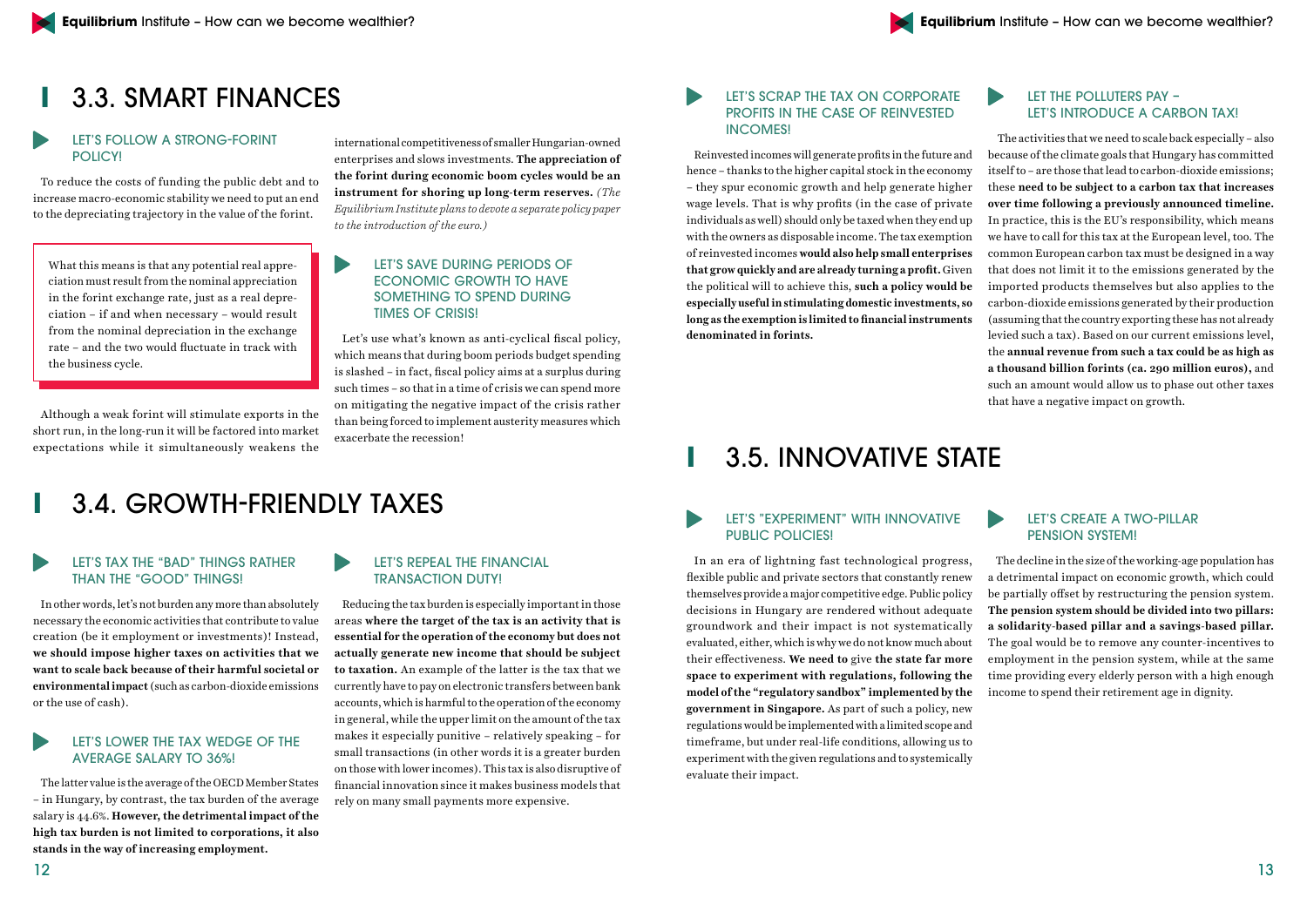## 3.3. SMART FINANCES

### LET'S FOLLOW A STRONG-FORINT POLICY!

To reduce the costs of funding the public debt and to increase macro-economic stability we need to put an end to the depreciating trajectory in the value of the forint.

> What this means is that any potential real appreciation must result from the nominal appreciation in the forint exchange rate, just as a real depreciation – if and when necessary – would result from the nominal depreciation in the exchange rate – and the two would fluctuate in track with the business cycle.

Although a weak forint will stimulate exports in the short run, in the long-run it will be factored into market expectations while it simultaneously weakens the international competitiveness of smaller Hungarian-owned enterprises and slows investments. **The appreciation of the forint during economic boom cycles would be an instrument for shoring up long-term reserves.** *(The Equilibrium Institute plans to devote a separate policy paper to the introduction of the euro.)*

### LET'S SAVE DURING PERIODS OF ECONOMIC GROWTH TO HAVE SOMETHING TO SPEND DURING TIMES OF CRISIS!

Let's use what's known as anti-cyclical fiscal policy, which means that during boom periods budget spending is slashed – in fact, fiscal policy aims at a surplus during such times – so that in a time of crisis we can spend more on mitigating the negative impact of the crisis rather than being forced to implement austerity measures which exacerbate the recession!

## 3.4. GROWTH-FRIENDLY TAXES

### LET'S TAX THE "BAD" THINGS RATHER THAN THE "GOOD" THINGS!

In other words, let's not burden any more than absolutely necessary the economic activities that contribute to value creation (be it employment or investments)! Instead, **we should impose higher taxes on activities that we want to scale back because of their harmful societal or environmental impact** (such as carbon-dioxide emissions or the use of cash).

### LET'S LOWER THE TAX WEDGE OF THE AVERAGE SALARY TO 36%!

The latter value is the average of the OECD Member States – in Hungary, by contrast, the tax burden of the average salary is 44.6%. **However, the detrimental impact of the high tax burden is not limited to corporations, it also stands in the way of increasing employment.**

### LET'S REPEAL THE FINANCIAL TRANSACTION DUTY!

Reducing the tax burden is especially important in those areas **where the target of the tax is an activity that is essential for the operation of the economy but does not actually generate new income that should be subject to taxation.** An example of the latter is the tax that we currently have to pay on electronic transfers between bank accounts, which is harmful to the operation of the economy in general, while the upper limit on the amount of the tax makes it especially punitive – relatively speaking – for small transactions (in other words it is a greater burden on those with lower incomes). This tax is also disruptive of financial innovation since it makes business models that rely on many small payments more expensive.

### LET'S SCRAP THE TAX ON CORPORATE PROFITS IN THE CASE OF REINVESTED INCOMES!

Reinvested incomes will generate profits in the future and hence – thanks to the higher capital stock in the economy – they spur economic growth and help generate higher wage levels. That is why profits (in the case of private individuals as well) should only be taxed when they end up with the owners as disposable income. The tax exemption of reinvested incomes **would also help small enterprises that grow quickly and are already turning a profit.** Given the political will to achieve this, **such a policy would be especially useful in stimulating domestic investments, so long as the exemption is limited to financial instruments denominated in forints.**

### LET THE POLLUTERS PAY – LET'S INTRODUCE A CARBON TAX!

The activities that we need to scale back especially – also because of the climate goals that Hungary has committed itself to – are those that lead to carbon-dioxide emissions; these **need to be subject to a carbon tax that increases over time following a previously announced timeline.** In practice, this is the EU's responsibility, which means we have to call for this tax at the European level, too. The common European carbon tax must be designed in a way that does not limit it to the emissions generated by the imported products themselves but also applies to the carbon-dioxide emissions generated by their production (assuming that the country exporting these has not already levied such a tax). Based on our current emissions level, the **annual revenue from such a tax could be as high as a thousand billion forints (ca. 290 million euros),** and such an amount would allow us to phase out other taxes that have a negative impact on growth.

## 3.5. INNOVATIVE STATE

### LET'S "EXPERIMENT" WITH INNOVATIVE PUBLIC POLICIES!

In an era of lightning fast technological progress, flexible public and private sectors that constantly renew themselves provide a major competitive edge. Public policy decisions in Hungary are rendered without adequate groundwork and their impact is not systematically evaluated, either, which is why we do not know much about their effectiveness. **We need to** give **the state far more space to experiment with regulations, following the model of the "regulatory sandbox" implemented by the government in Singapore.** As part of such a policy, new regulations would be implemented with a limited scope and timeframe, but under real-life conditions, allowing us to experiment with the given regulations and to systemically evaluate their impact.

### LET'S CREATE A TWO-PILLAR PENSION SYSTEM!

The decline in the size of the working-age population has a detrimental impact on economic growth, which could be partially offset by restructuring the pension system. **The pension system should be divided into two pillars: a solidarity-based pillar and a savings-based pillar.** The goal would be to remove any counter-incentives to employment in the pension system, while at the same time providing every elderly person with a high enough income to spend their retirement age in dignity.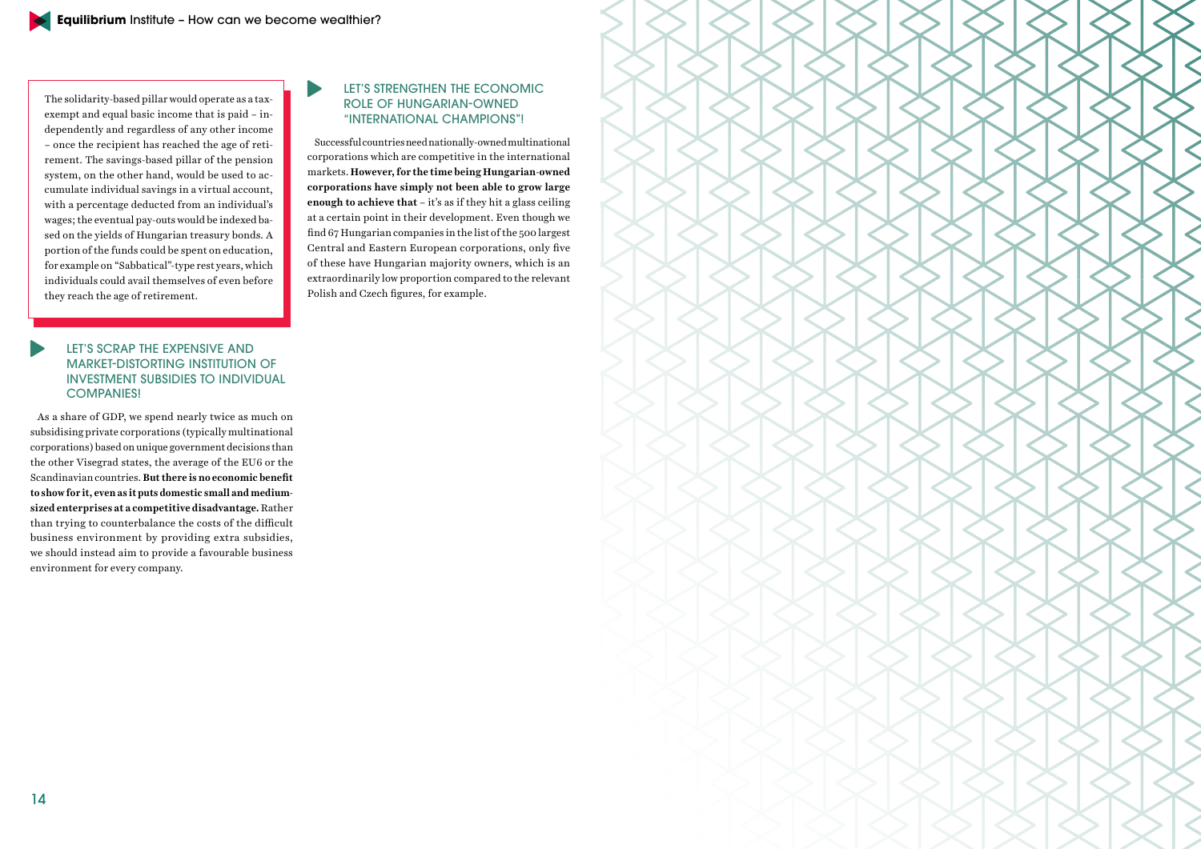The solidarity-based pillar would operate as a tax-exempt and equal basic income that is paid – independently and regardless of any other income – once the recipient has reached the age of retirement. The savings-based pillar of the pension system, on the other hand, would be used to accumulate individual savings in a virtual account, with a percentage deducted from an individual's wages; the eventual pay-outs would be indexed based on the yields of Hungarian treasury bonds. A portion of the funds could be spent on education, for example on "Sabbatical"-type rest years, which individuals could avail themselves of even before they reach the age of retirement.

## LET'S SCRAP THE EXPENSIVE AND MARKET-DISTORTING INSTITUTION OF INVESTMENT SUBSIDIES TO INDIVIDUAL COMPANIES!

As a share of GDP, we spend nearly twice as much on subsidising private corporations (typically multinational corporations) based on unique government decisions than the other Visegrad states, the average of the EU6 or the Scandinavian countries. **But there is no economic benefit to show for it, even as it puts domestic small and medium-sized enterprises at a competitive disadvantage.** Rather than trying to counterbalance the costs of the difficult business environment by providing extra subsidies, we should instead aim to provide a favourable business environment for every company.

## LET'S STRENGTHEN THE ECONOMIC ROLE OF HUNGARIAN-OWNED "INTERNATIONAL CHAMPIONS"!

Successful countries need nationally-owned multinational corporations which are competitive in the international markets. **However, for the time being Hungarian-owned corporations have simply not been able to grow large enough to achieve that** – it's as if they hit a glass ceiling at a certain point in their development. Even though we find 67 Hungarian companies in the list of the 500 largest Central and Eastern European corporations, only five of these have Hungarian majority owners, which is an extraordinarily low proportion compared to the relevant Polish and Czech figures, for example.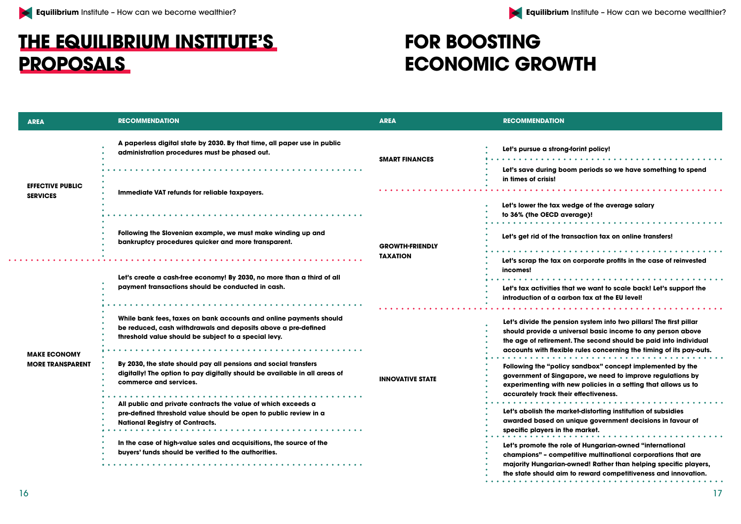# THE EQUILIBRIUM INSTITUTE'S PROPOSALS FOR BOOSTING ECONOMIC GROWTH

| AREA | RECOMMENDATION |
|---|---|
| EFFECTIVE PUBLIC SERVICES | A paperless digital state by 2030. By that time, all paper use in public administration procedures must be phased out. |
| | Immediate VAT refunds for reliable taxpayers. |
| | Following the Slovenian example, we must make winding up and bankruptcy procedures quicker and more transparent. |
| MAKE ECONOMY MORE TRANSPARENT | Let's create a cash-free economy! By 2030, no more than a third of all payment transactions should be conducted in cash. |
| | While bank fees, taxes on bank accounts and online payments should be reduced, cash withdrawals and deposits above a pre-defined threshold value should be subject to a special levy. |
| | By 2030, the state should pay all pensions and social transfers digitally! The option to pay digitally should be available in all areas of commerce and services. |
| | All public and private contracts the value of which exceeds a pre-defined threshold value should be open to public review in a National Registry of Contracts. |
| | In the case of high-value sales and acquisitions, the source of the buyers' funds should be verified to the authorities. |

| AREA | RECOMMENDATION |
|---|---|
| SMART FINANCES | Let's pursue a strong-forint policy! |
| | Let's save during boom periods so we have something to spend in times of crisis! |
| GROWTH-FRIENDLY TAXATION | Let's lower the tax wedge of the average salary to 36% (the OECD average)! |
| | Let's get rid of the transaction tax on online transfers! |
| | Let's scrap the tax on corporate profits in the case of reinvested incomes! |
| | Let's tax activities that we want to scale back! Let's support the introduction of a carbon tax at the EU level! |
| INNOVATIVE STATE | Let's divide the pension system into two pillars! The first pillar should provide a universal basic income to any person above the age of retirement. The second should be paid into individual accounts with flexible rules concerning the timing of its pay-outs. |
| | Following the "policy sandbox" concept implemented by the government of Singapore, we need to improve regulations by experimenting with new policies in a setting that allows us to accurately track their effectiveness. |
| | Let's abolish the market-distorting institution of subsidies awarded based on unique government decisions in favour of specific players in the market. |
| | Let's promote the role of Hungarian-owned "international champions" – competitive multinational corporations that are majority Hungarian-owned! Rather than helping specific players, the state should aim to reward competitiveness and innovation. |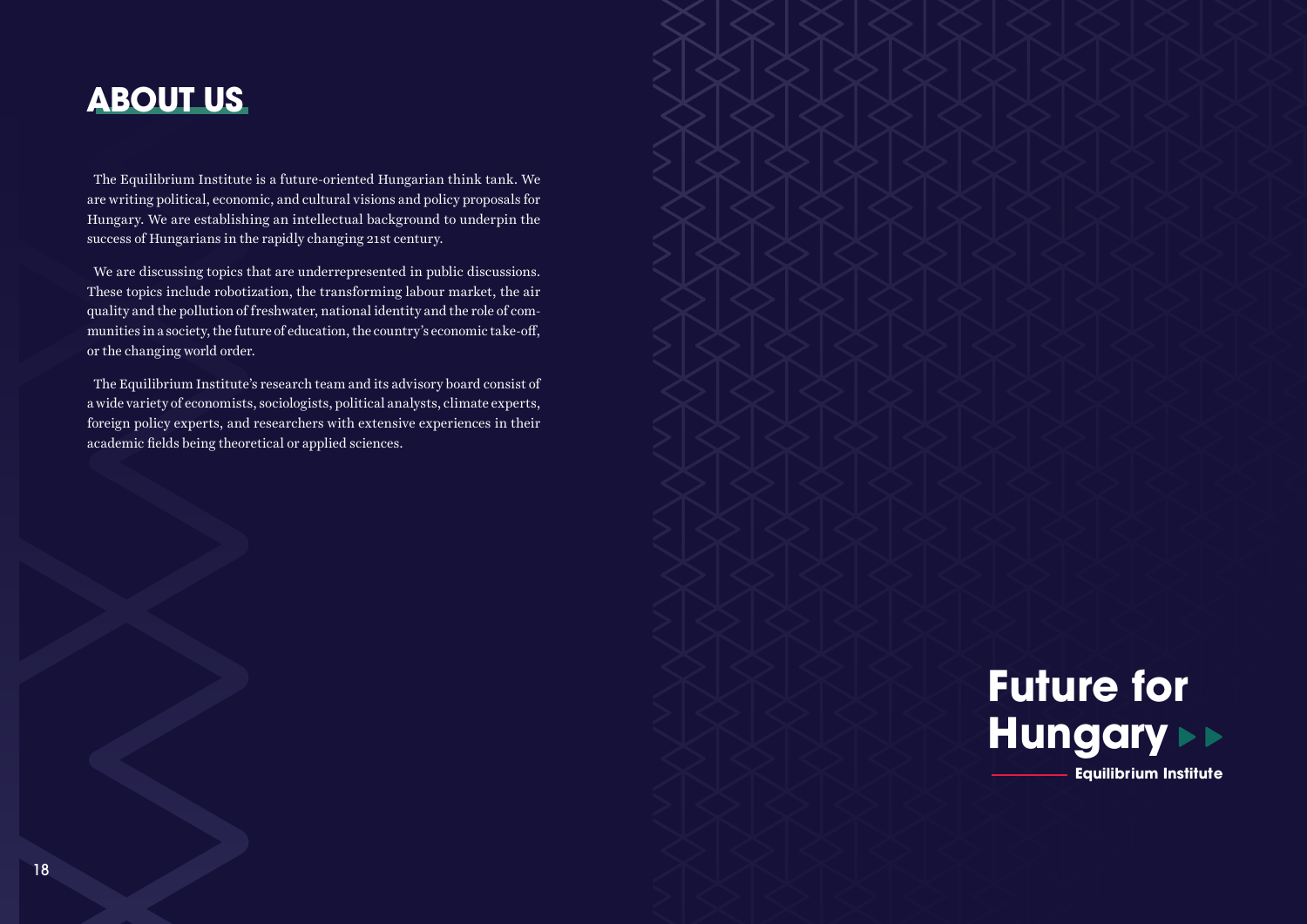# ABOUT US

The Equilibrium Institute is a future-oriented Hungarian think tank. We are writing political, economic, and cultural visions and policy proposals for Hungary. We are establishing an intellectual background to underpin the success of Hungarians in the rapidly changing 21st century.

We are discussing topics that are underrepresented in public discussions. These topics include robotization, the transforming labour market, the air quality and the pollution of freshwater, national identity and the role of communities in a society, the future of education, the country's economic take-off, or the changing world order.

The Equilibrium Institute's research team and its advisory board consist of a wide variety of economists, sociologists, political analysts, climate experts, foreign policy experts, and researchers with extensive experiences in their academic fields being theoretical or applied sciences.

**Future for Hungary**

**Equilibrium Institute**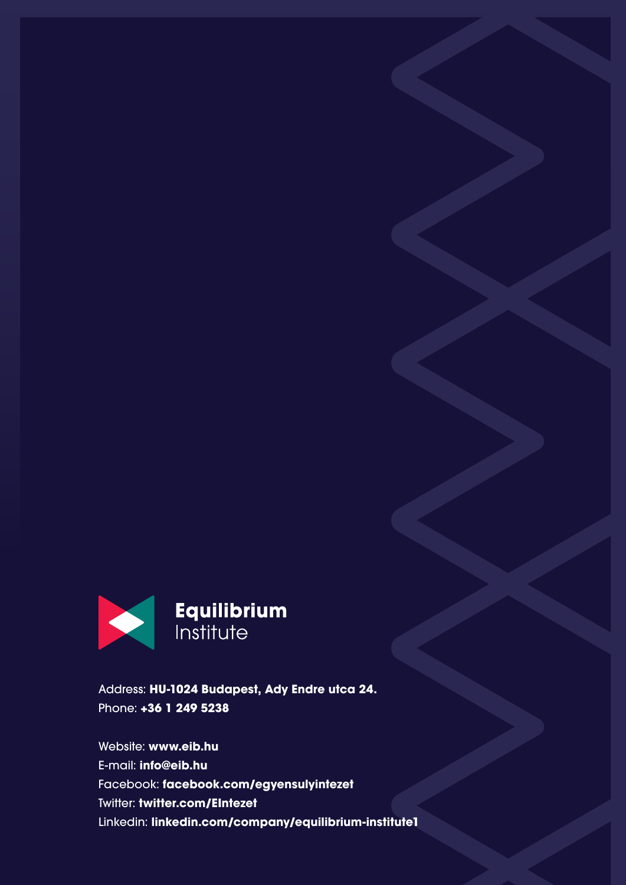**Equilibrium**
Institute

Address: **HU-1024 Budapest, Ady Endre utca 24.**
Phone: **+36 1 249 5238**

Website: **www.eib.hu**
E-mail: **info@eib.hu**
Facebook: **facebook.com/egyensulyintezet**
Twitter: **twitter.com/EIntezet**
Linkedin: **linkedin.com/company/equilibrium-institute1**